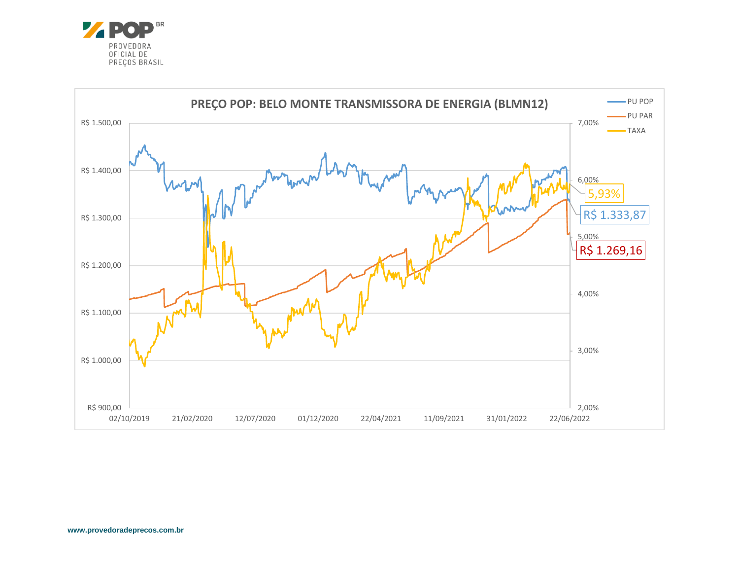POP BR

PROVEDORA OFICIAL DE PREÇOS BRASIL

## PREÇO POP: BELO MONTE TRANSMISSORA DE ENERGIA (BLMN12)

- PU POP
- PU PAR
- TAXA

R$ 1.500,00 | R$ 1.400,00 | R$ 1.300,00 | R$ 1.200,00 | R$ 1.100,00 | R$ 1.000,00 | R$ 900,00

7,00% | 6,00% | 5,00% | 4,00% | 3,00% | 2,00%

02/10/2019 | 21/02/2020 | 12/07/2020 | 01/12/2020 | 22/04/2021 | 11/09/2021 | 31/01/2022 | 22/06/2022

5,93%

R$ 1.333,87

R$ 1.269,16

www.provedoradeprecos.com.br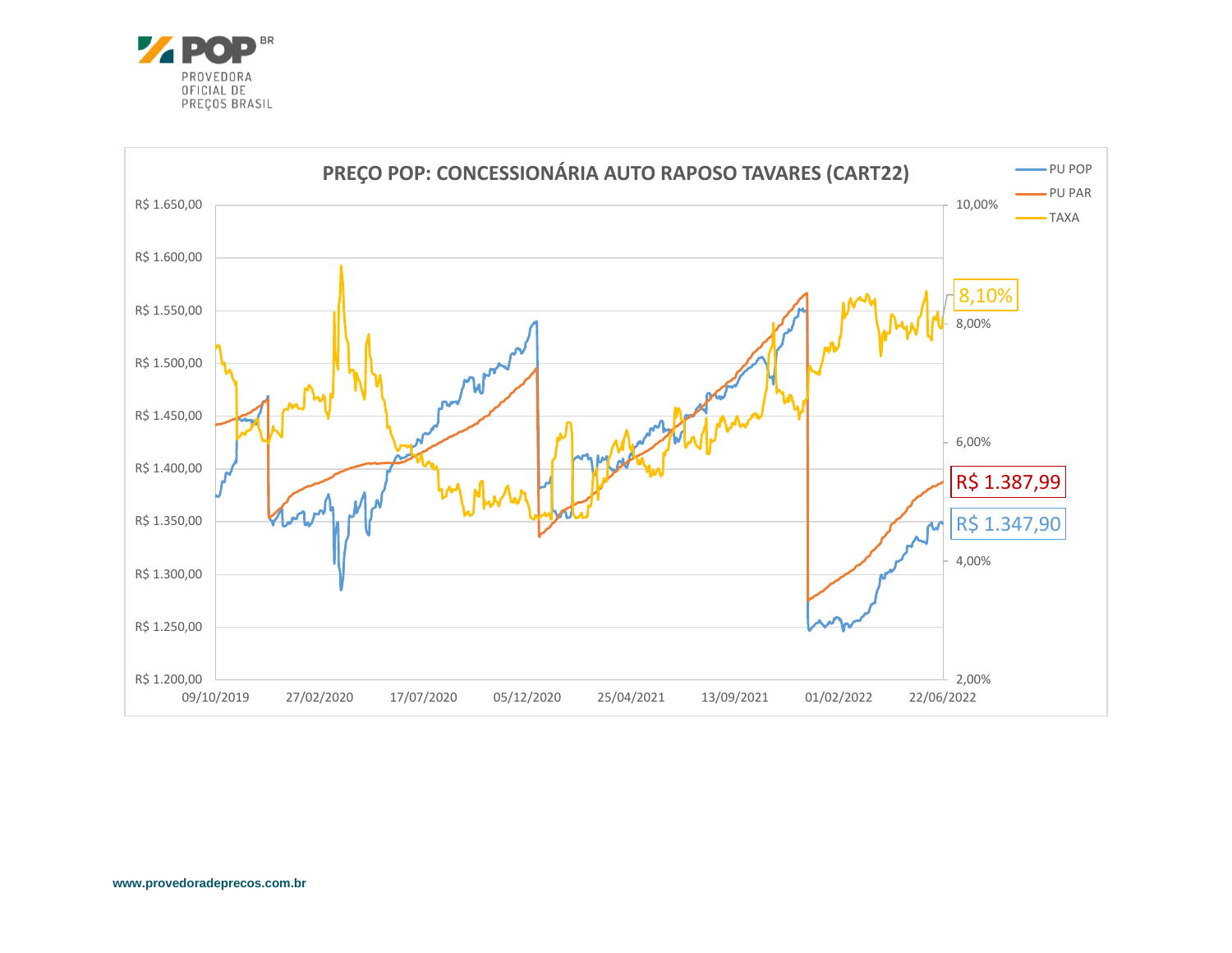PROVEDORA OFICIAL DE PREÇOS BRASIL

## PREÇO POP: CONCESSIONÁRIA AUTO RAPOSO TAVARES (CART22)

- PU POP
- PU PAR
- TAXA

R$ 1.650,00
R$ 1.600,00
R$ 1.550,00
R$ 1.500,00
R$ 1.450,00
R$ 1.400,00
R$ 1.350,00
R$ 1.300,00
R$ 1.250,00
R$ 1.200,00

10,00%
8,00%
6,00%
4,00%
2,00%

09/10/2019 27/02/2020 17/07/2020 05/12/2020 25/04/2021 13/09/2021 01/02/2022 22/06/2022

8,10%

R$ 1.387,99

R$ 1.347,90

www.provedoradeprecos.com.br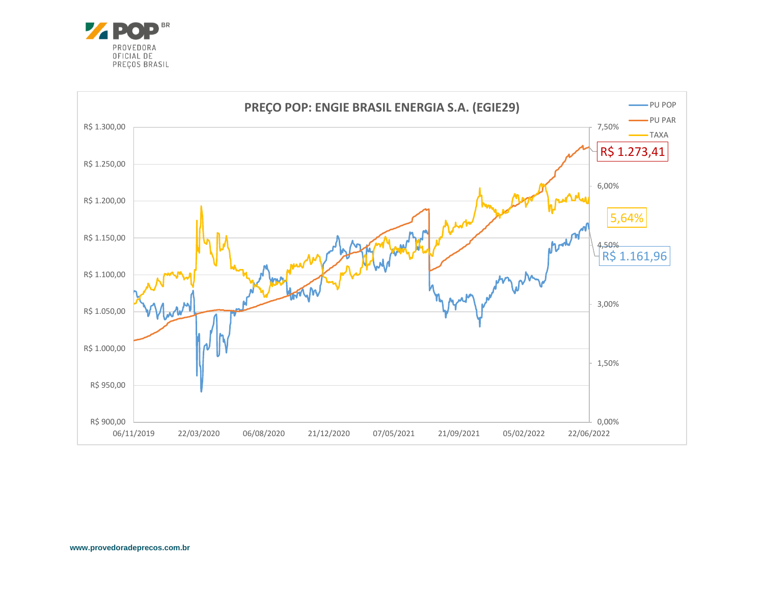POP BR

PROVEDORA
OFICIAL DE
PREÇOS BRASIL

## PREÇO POP: ENGIE BRASIL ENERGIA S.A. (EGIE29)

- PU POP
- PU PAR
- TAXA

R$ 1.273,41

5,64%

R$ 1.161,96

Eixo esquerdo: R$ 900,00 | R$ 950,00 | R$ 1.000,00 | R$ 1.050,00 | R$ 1.100,00 | R$ 1.150,00 | R$ 1.200,00 | R$ 1.250,00 | R$ 1.300,00

Eixo direito: 0,00% | 1,50% | 3,00% | 4,50% | 6,00% | 7,50%

Eixo horizontal: 06/11/2019 | 22/03/2020 | 06/08/2020 | 21/12/2020 | 07/05/2021 | 21/09/2021 | 05/02/2022 | 22/06/2022

www.provedoradeprecos.com.br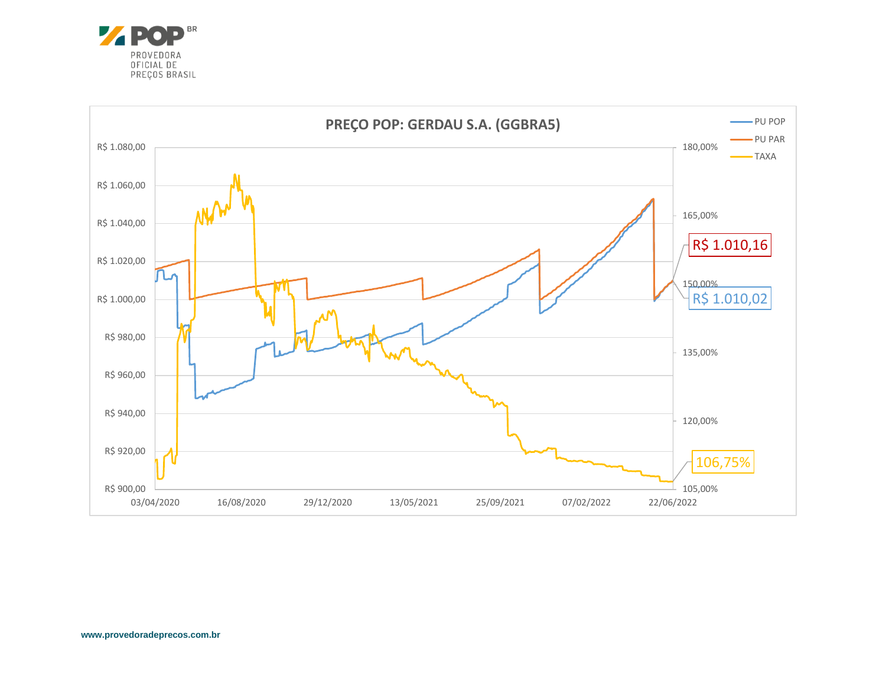## PREÇO POP: GERDAU S.A. (GGBRA5)

Legend: PU POP, PU PAR, TAXA

Left axis: R$ 900,00 – R$ 1.080,00
Right axis: 105,00% – 180,00%
Dates: 03/04/2020, 16/08/2020, 29/12/2020, 13/05/2021, 25/09/2021, 07/02/2022, 22/06/2022

R$ 1.010,16

R$ 1.010,02

106,75%

www.provedoradeprecos.com.br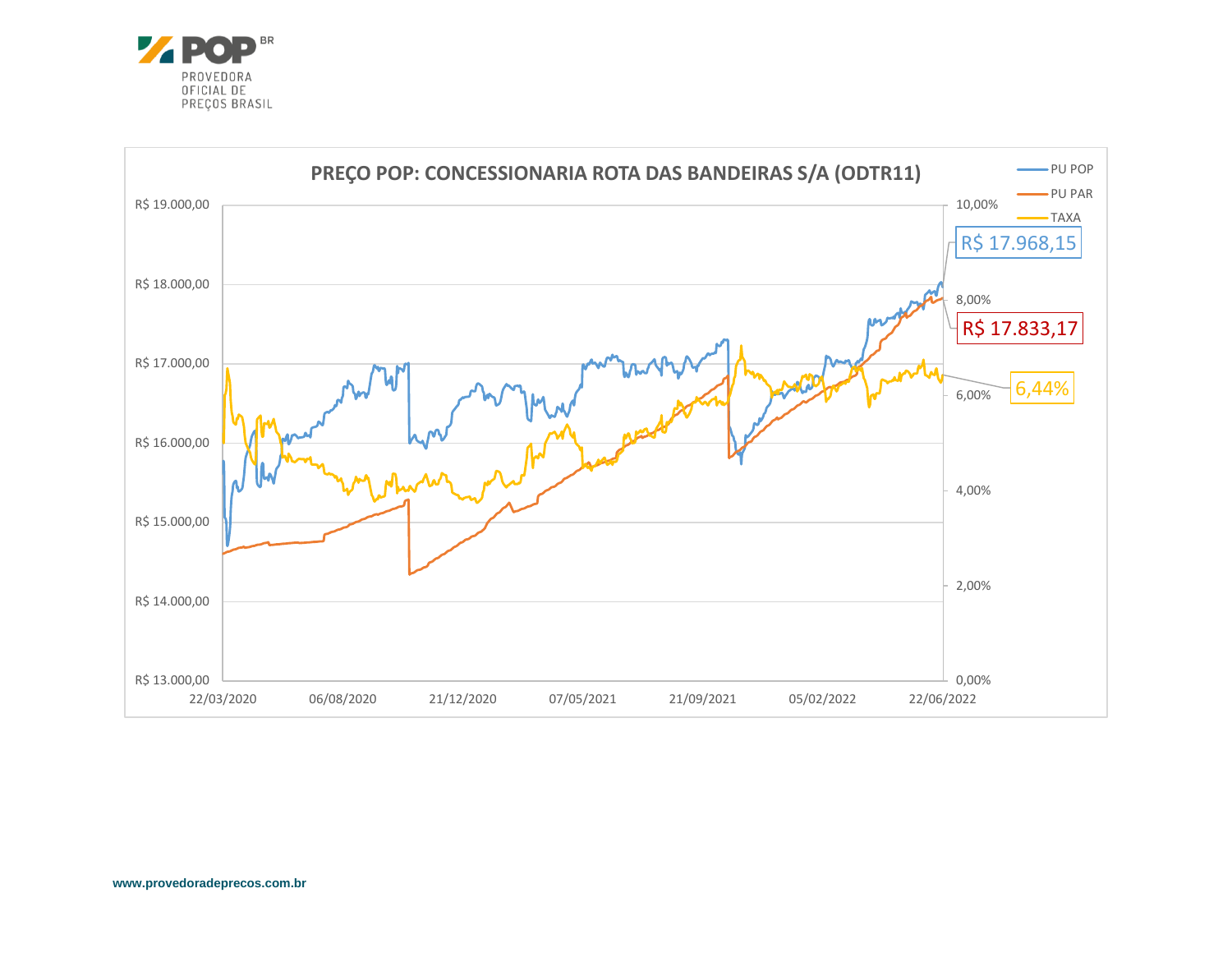PROVEDORA OFICIAL DE PREÇOS BRASIL

## PREÇO POP: CONCESSIONARIA ROTA DAS BANDEIRAS S/A (ODTR11)

- PU POP: R$ 17.968,15
- PU PAR: R$ 17.833,17
- TAXA: 6,44%

www.provedoradeprecos.com.br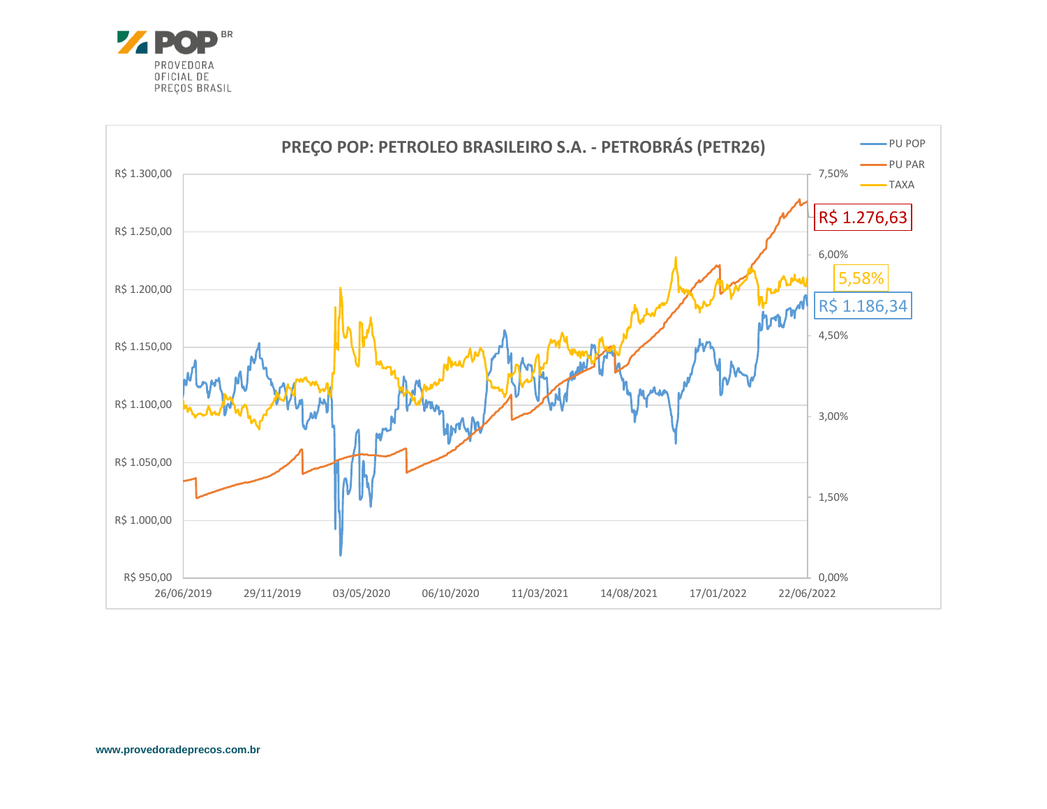**PROVEDORA OFICIAL DE PREÇOS BRASIL**

## PREÇO POP: PETROLEO BRASILEIRO S.A. - PETROBRÁS (PETR26)

Legenda: PU POP, PU PAR, TAXA

R$ 1.276,63

5,58%

R$ 1.186,34

Eixo esquerdo: R$ 950,00 – R$ 1.300,00

Eixo direito: 0,00% – 7,50%

Datas: 26/06/2019, 29/11/2019, 03/05/2020, 06/10/2020, 11/03/2021, 14/08/2021, 17/01/2022, 22/06/2022

www.provedoradeprecos.com.br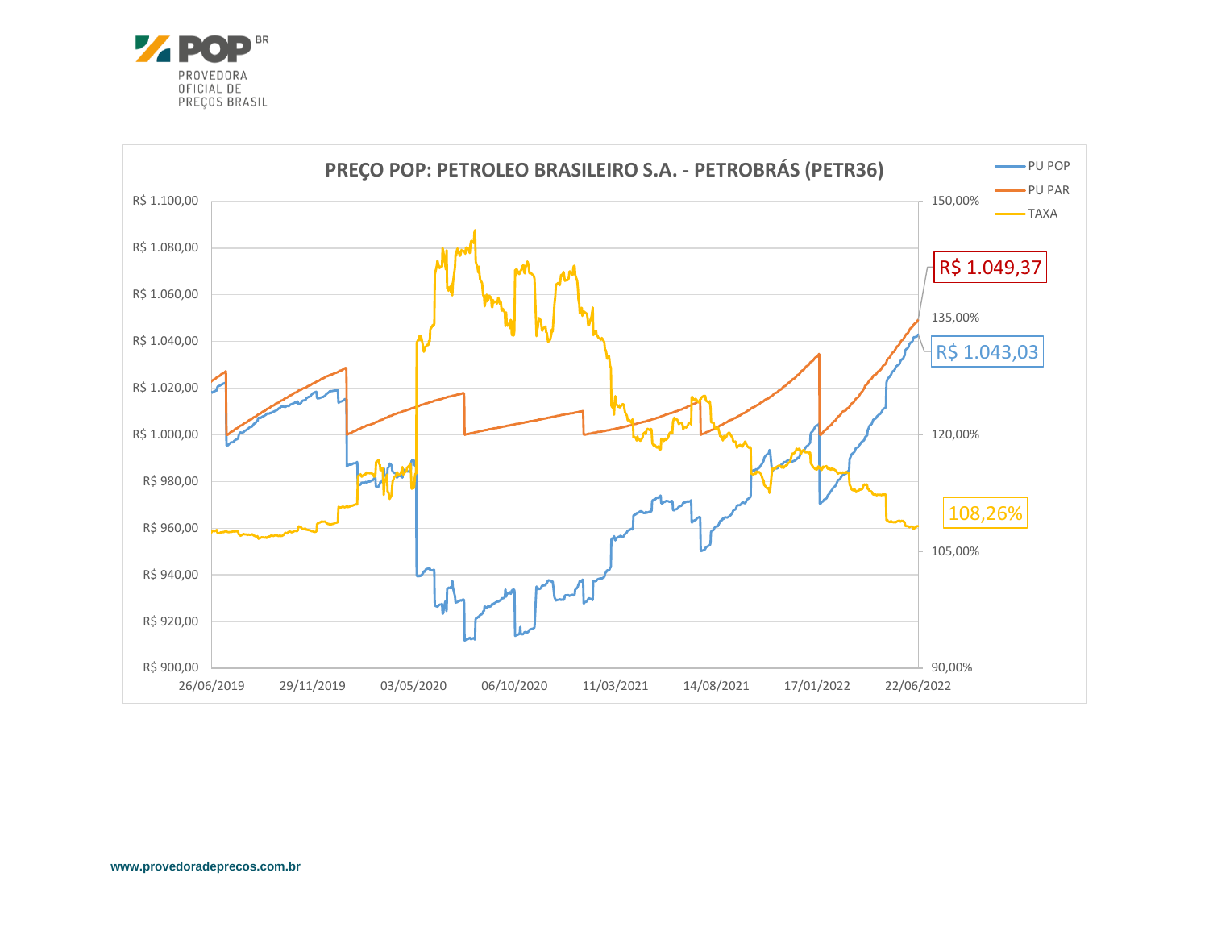PROVEDORA OFICIAL DE PREÇOS BRASIL

**PREÇO POP: PETROLEO BRASILEIRO S.A. - PETROBRÁS (PETR36)**

- PU POP
- PU PAR
- TAXA

R$ 1.049,37

R$ 1.043,03

108,26%

www.provedoradeprecos.com.br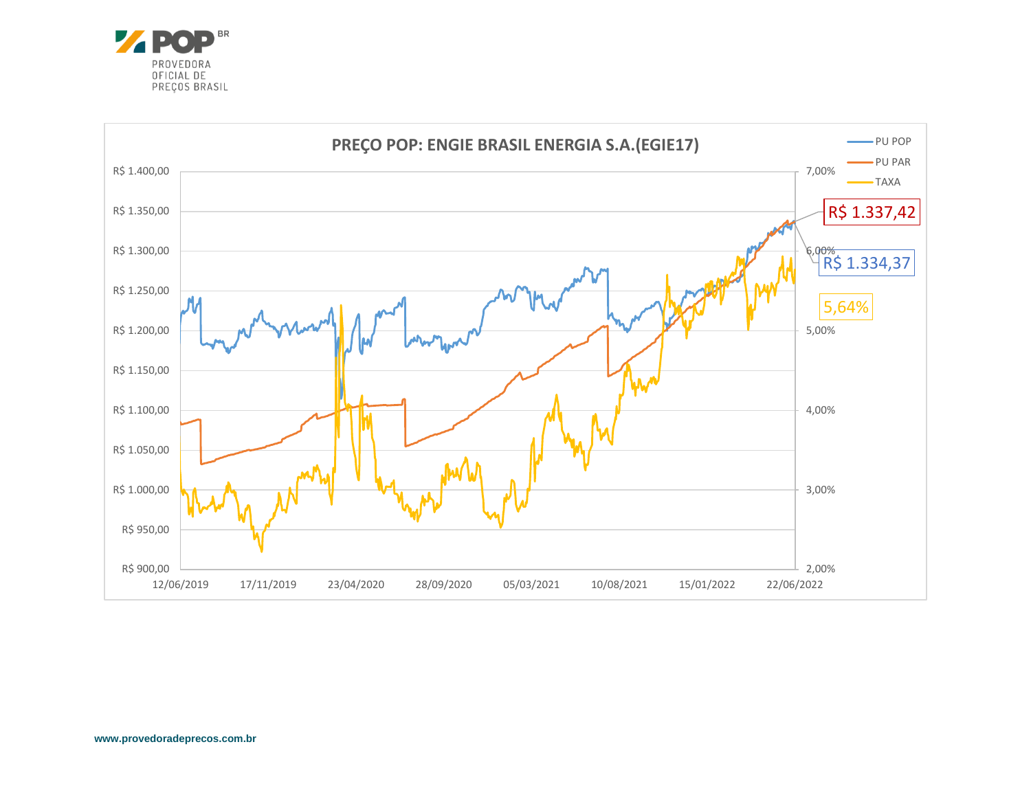PROVEDORA OFICIAL DE PREÇOS BRASIL

## PREÇO POP: ENGIE BRASIL ENERGIA S.A.(EGIE17)

- PU POP
- PU PAR
- TAXA

R$ 1.337,42

R$ 1.334,37

5,64%

Eixo esquerdo: R$ 900,00 – R$ 1.400,00
Eixo direito: 2,00% – 7,00%
Datas: 12/06/2019, 17/11/2019, 23/04/2020, 28/09/2020, 05/03/2021, 10/08/2021, 15/01/2022, 22/06/2022

www.provedoradeprecos.com.br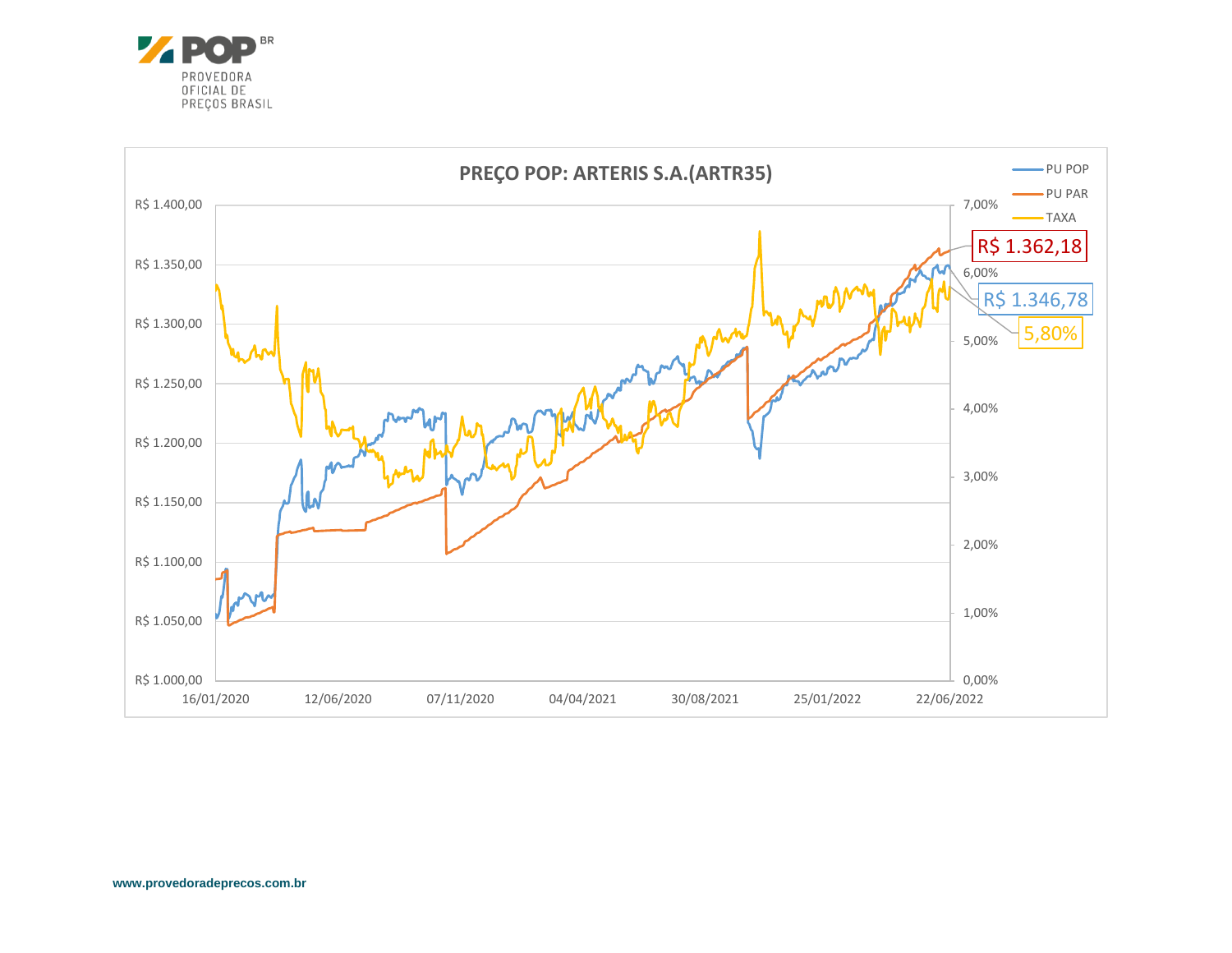**POP** BR
PROVEDORA
OFICIAL DE
PREÇOS BRASIL

## PREÇO POP: ARTERIS S.A.(ARTR35)

Legend: PU POP, PU PAR, TAXA

R$ 1.362,18

R$ 1.346,78

5,80%

Left axis: R$ 1.000,00 – R$ 1.400,00
Right axis: 0,00% – 7,00%
Dates: 16/01/2020, 12/06/2020, 07/11/2020, 04/04/2021, 30/08/2021, 25/01/2022, 22/06/2022

www.provedoradeprecos.com.br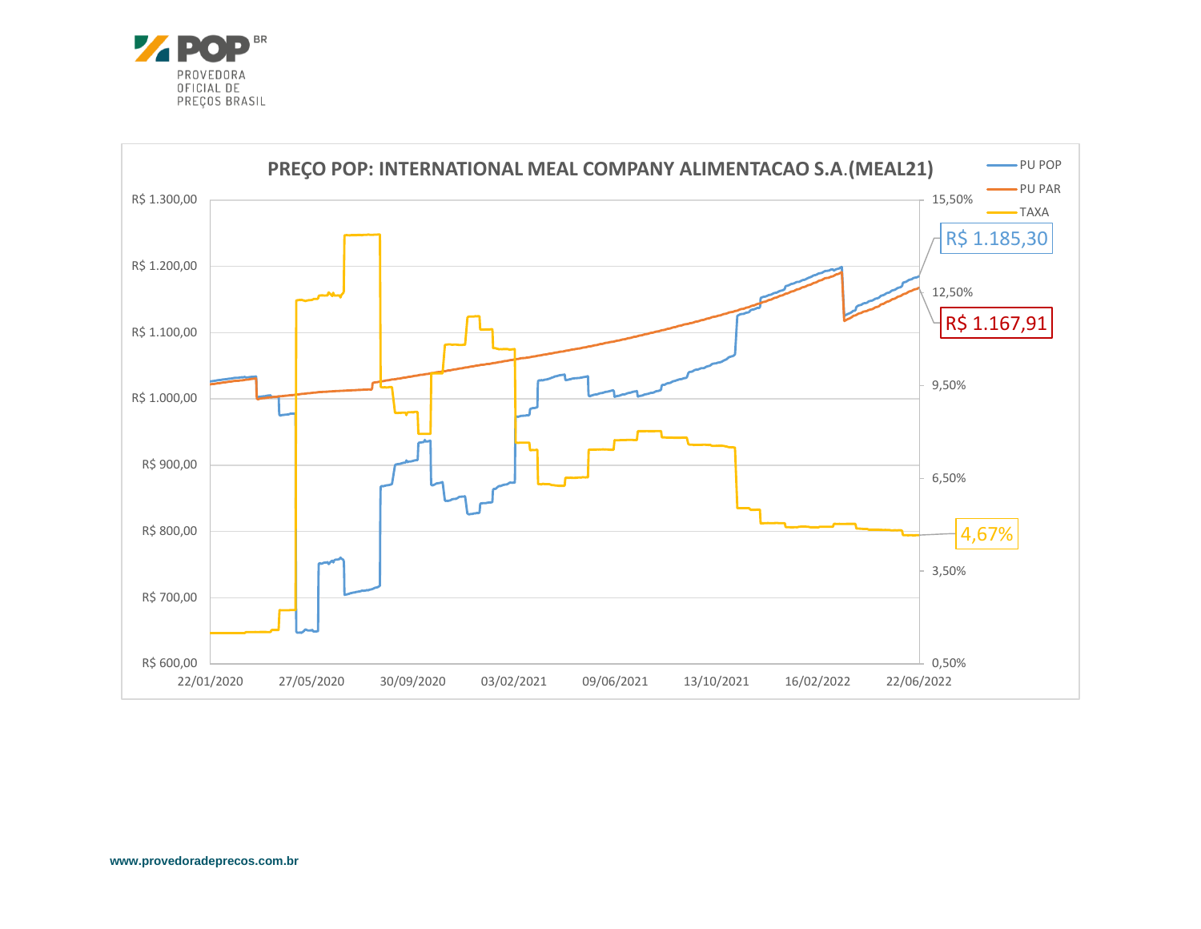PROVEDORA OFICIAL DE PREÇOS BRASIL

**PREÇO POP: INTERNATIONAL MEAL COMPANY ALIMENTACAO S.A.(MEAL21)**

- PU POP
- PU PAR
- TAXA

R$ 1.185,30

R$ 1.167,91

4,67%

R$ 1.300,00
R$ 1.200,00
R$ 1.100,00
R$ 1.000,00
R$ 900,00
R$ 800,00
R$ 700,00
R$ 600,00

15,50%
12,50%
9,50%
6,50%
3,50%
0,50%

22/01/2020 | 27/05/2020 | 30/09/2020 | 03/02/2021 | 09/06/2021 | 13/10/2021 | 16/02/2022 | 22/06/2022

www.provedoradeprecos.com.br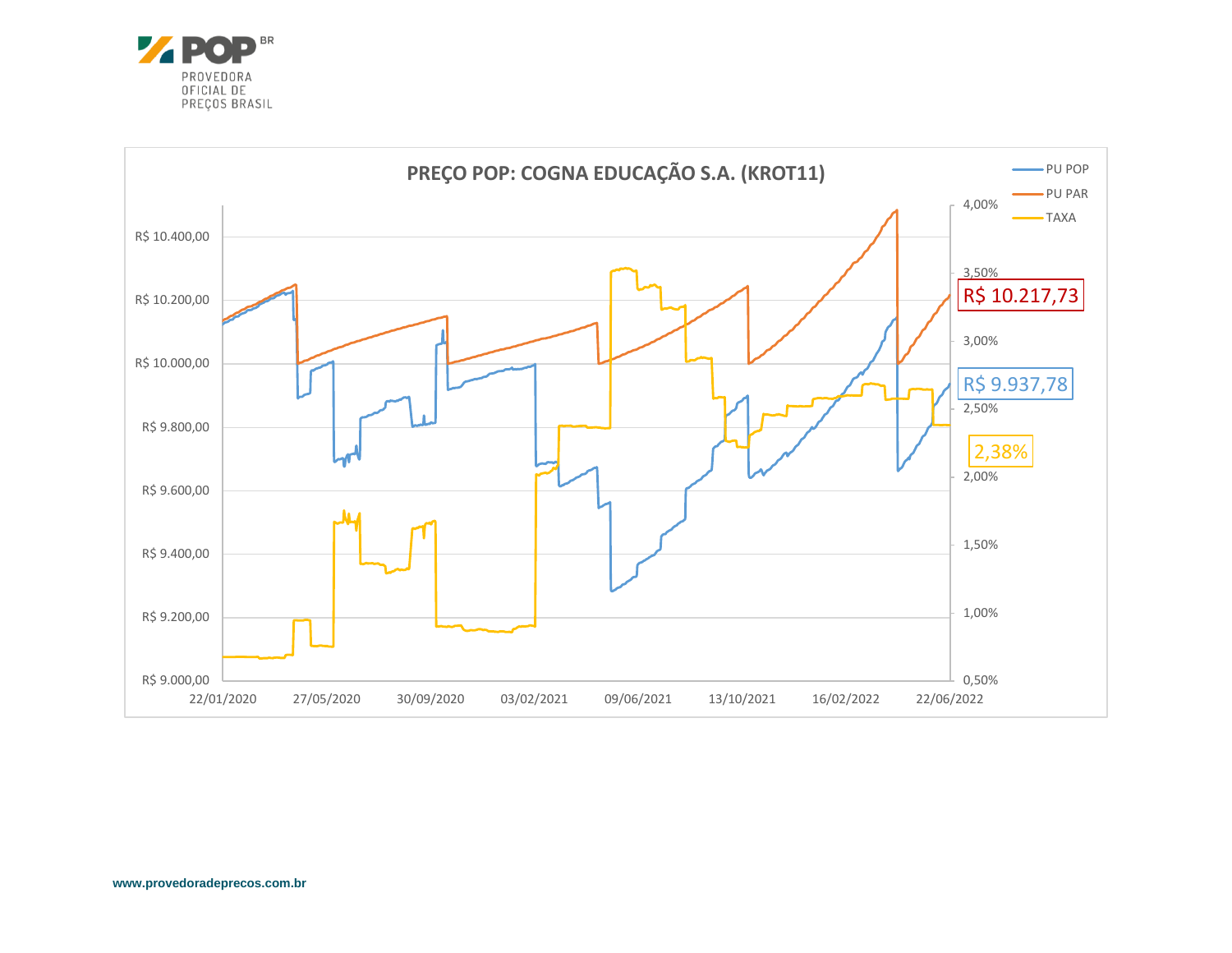PROVEDORA OFICIAL DE PREÇOS BRASIL

**PREÇO POP: COGNA EDUCAÇÃO S.A. (KROT11)**

- PU POP
- PU PAR
- TAXA

R$ 10.217,73

R$ 9.937,78

2,38%

www.provedoradeprecos.com.br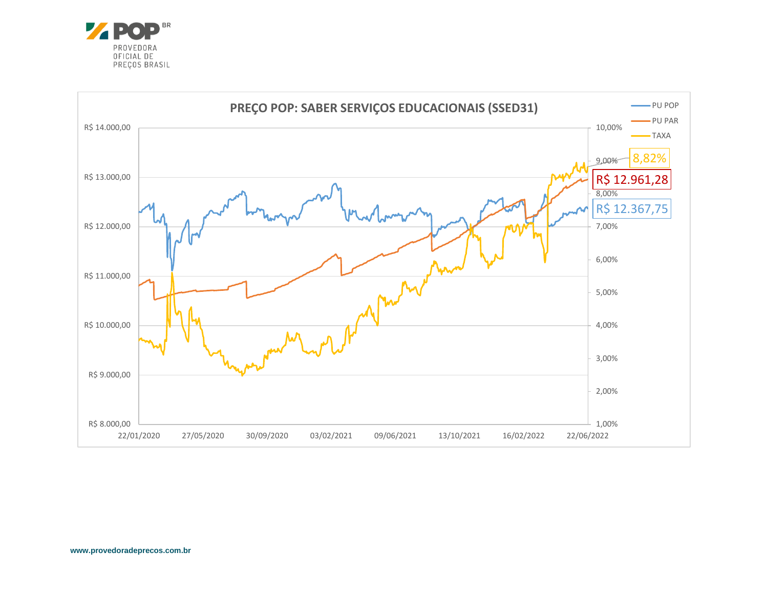**PREÇO POP: SABER SERVIÇOS EDUCACIONAIS (SSED31)**

- PU POP
- PU PAR
- TAXA

8,82%

R$ 12.961,28

R$ 12.367,75

R$ 14.000,00
R$ 13.000,00
R$ 12.000,00
R$ 11.000,00
R$ 10.000,00
R$ 9.000,00
R$ 8.000,00

10,00%
9,00%
8,00%
7,00%
6,00%
5,00%
4,00%
3,00%
2,00%
1,00%

22/01/2020 | 27/05/2020 | 30/09/2020 | 03/02/2021 | 09/06/2021 | 13/10/2021 | 16/02/2022 | 22/06/2022

www.provedoradeprecos.com.br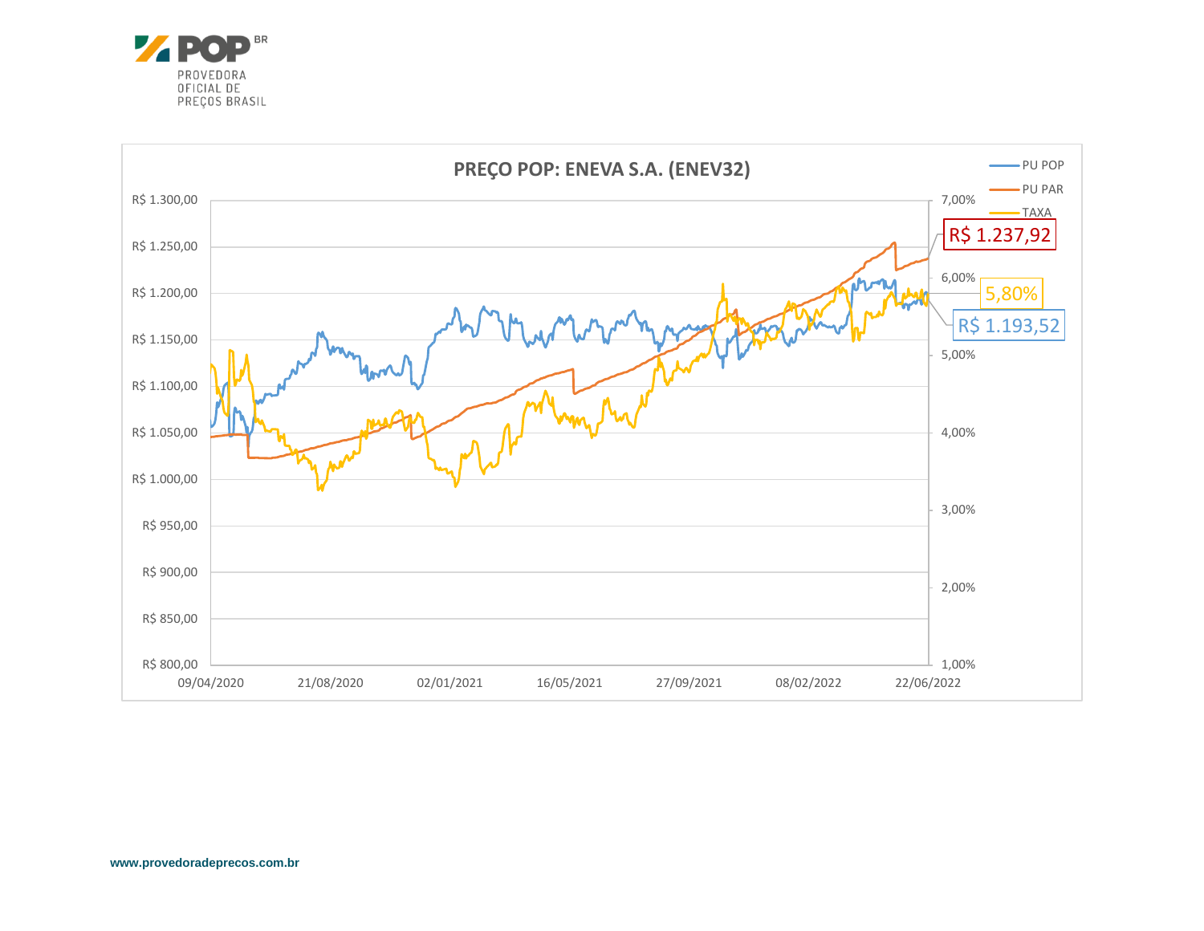PROVEDORA OFICIAL DE PREÇOS BRASIL

## PREÇO POP: ENEVA S.A. (ENEV32)

- PU POP
- PU PAR
- TAXA

R$ 1.237,92

5,80%

R$ 1.193,52

www.provedoradeprecos.com.br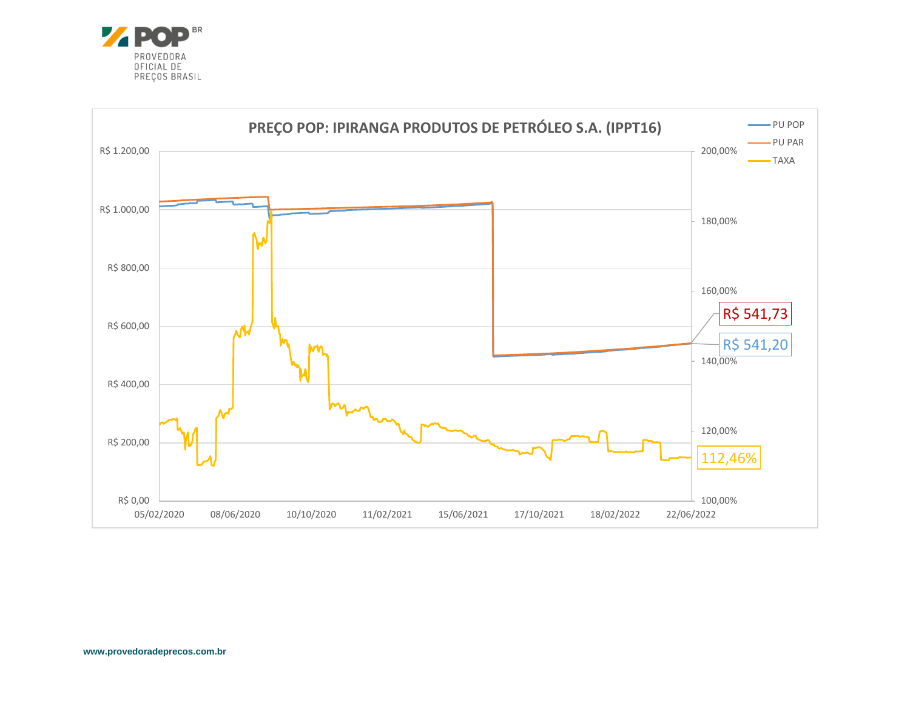PROVEDORA OFICIAL DE PREÇOS BRASIL

## PREÇO POP: IPIRANGA PRODUTOS DE PETRÓLEO S.A. (IPPT16)

Legenda: PU POP, PU PAR, TAXA

R$ 541,73

R$ 541,20

112,46%

Eixo esquerdo: R$ 0,00 – R$ 1.200,00
Eixo direito: 100,00% – 200,00%
Datas: 05/02/2020, 08/06/2020, 10/10/2020, 11/02/2021, 15/06/2021, 17/10/2021, 18/02/2022, 22/06/2022

www.provedoradeprecos.com.br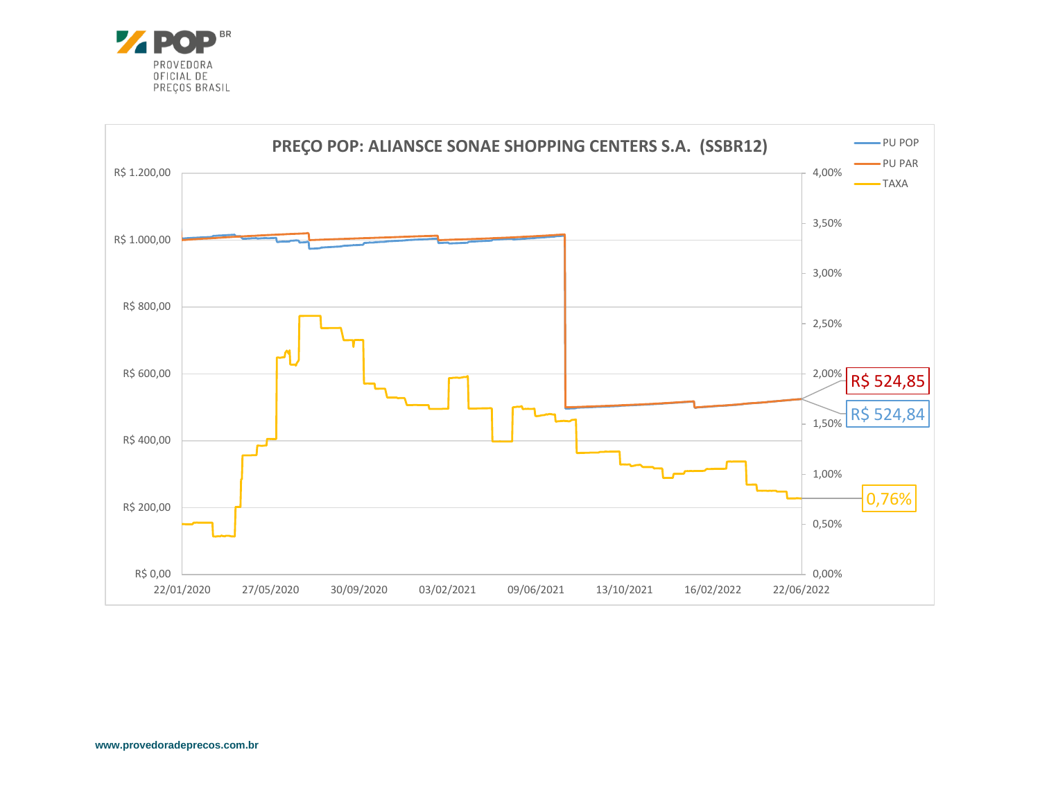PROVEDORA OFICIAL DE PREÇOS BRASIL

**PREÇO POP: ALIANSCE SONAE SHOPPING CENTERS S.A. (SSBR12)**

- PU POP
- PU PAR
- TAXA

R$ 524,85

R$ 524,84

0,76%

www.provedoradeprecos.com.br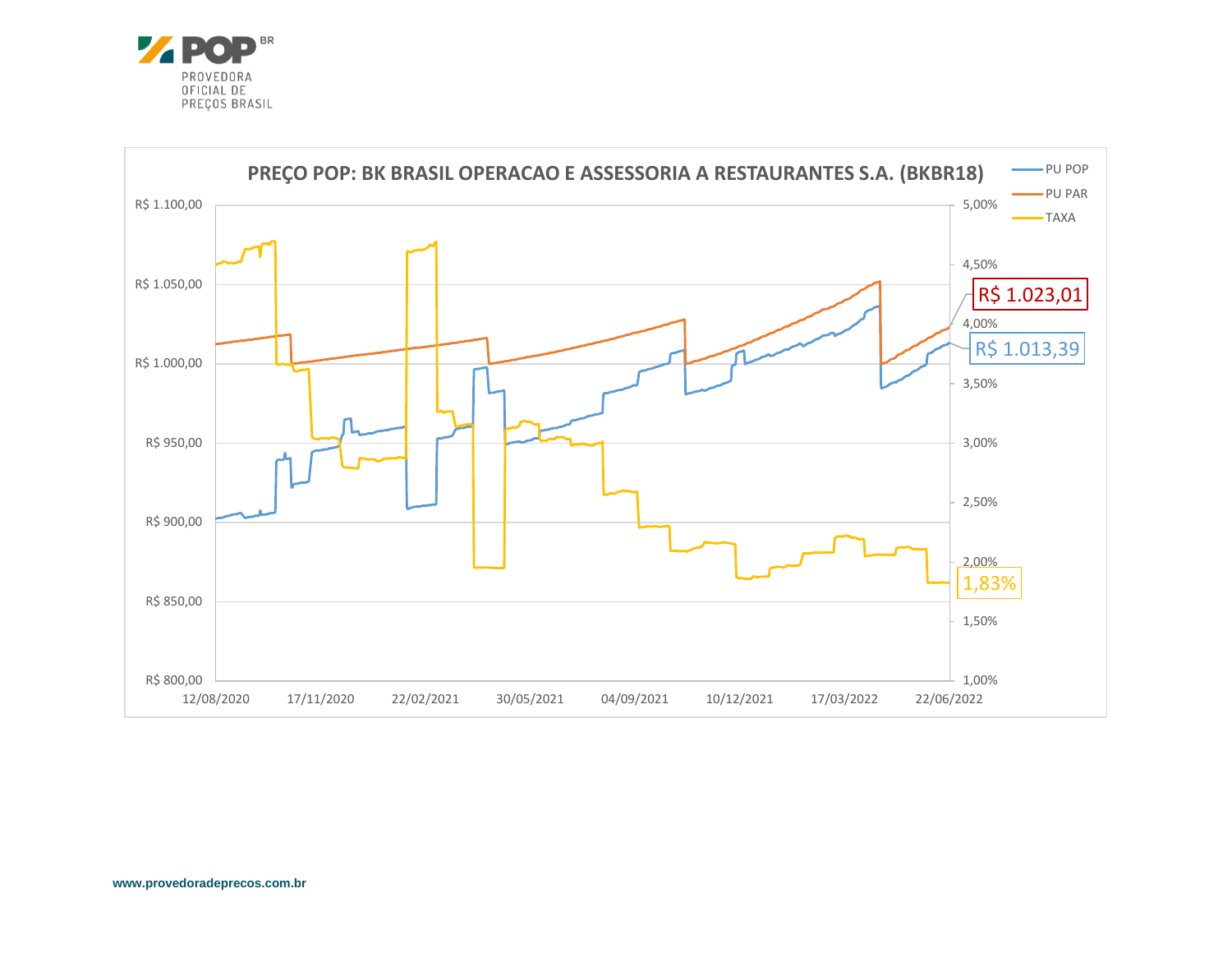POP BR
PROVEDORA
OFICIAL DE
PREÇOS BRASIL

**PREÇO POP: BK BRASIL OPERACAO E ASSESSORIA A RESTAURANTES S.A. (BKBR18)**

- PU POP
- PU PAR
- TAXA

R$ 1.023,01

R$ 1.013,39

1,83%

R$ 1.100,00 | R$ 1.050,00 | R$ 1.000,00 | R$ 950,00 | R$ 900,00 | R$ 850,00 | R$ 800,00

5,00% | 4,50% | 4,00% | 3,50% | 3,00% | 2,50% | 2,00% | 1,50% | 1,00%

12/08/2020 | 17/11/2020 | 22/02/2021 | 30/05/2021 | 04/09/2021 | 10/12/2021 | 17/03/2022 | 22/06/2022

www.provedoradeprecos.com.br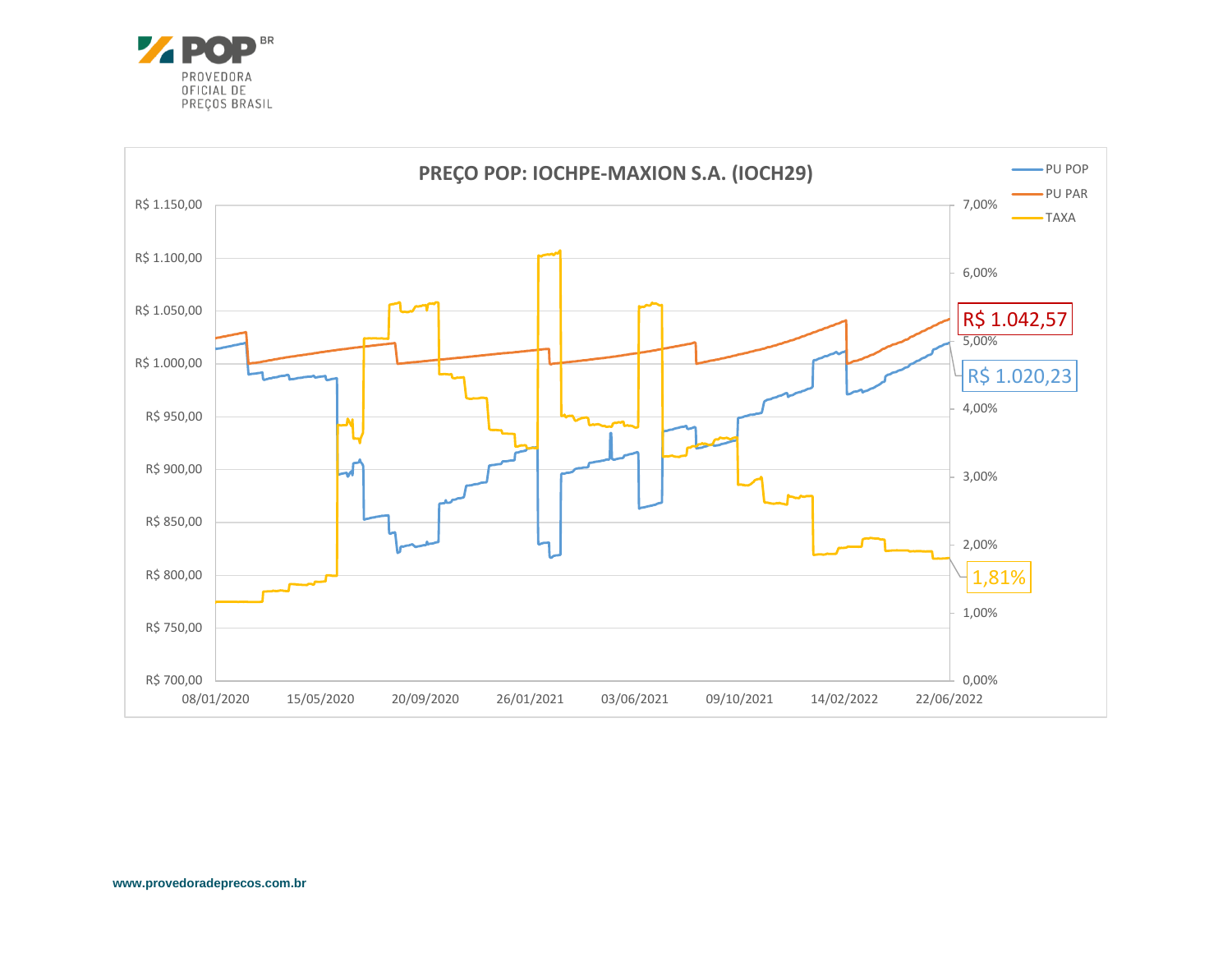PROVEDORA OFICIAL DE PREÇOS BRASIL

**PREÇO POP: IOCHPE-MAXION S.A. (IOCH29)**

- PU POP
- PU PAR
- TAXA

R$ 1.042,57

R$ 1.020,23

1,81%

www.provedoradeprecos.com.br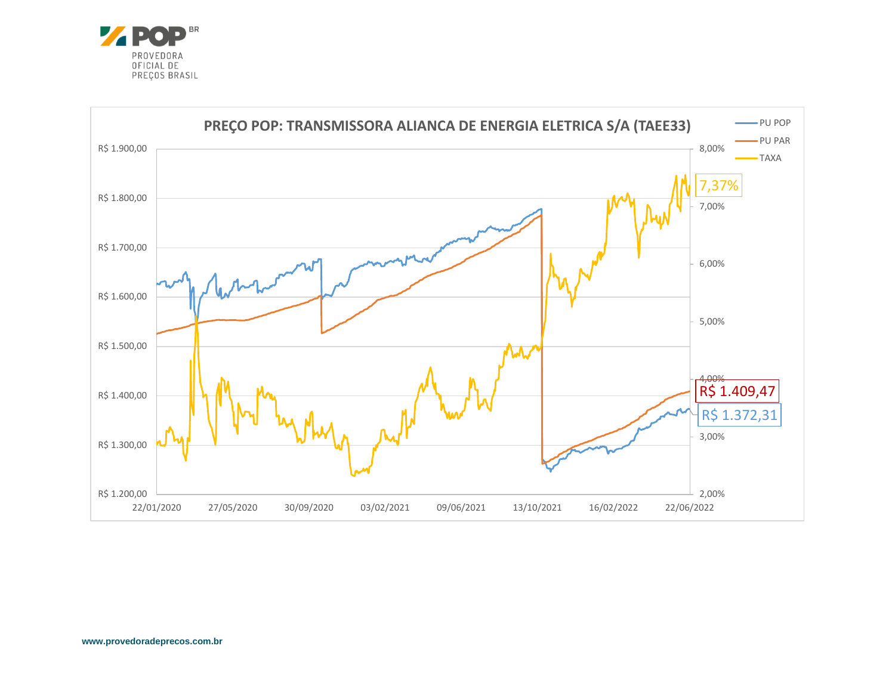PROVEDORA OFICIAL DE PREÇOS BRASIL

**PREÇO POP: TRANSMISSORA ALIANCA DE ENERGIA ELETRICA S/A (TAEE33)**

Legenda: PU POP, PU PAR, TAXA

Eixo esquerdo: R$ 1.200,00 a R$ 1.900,00 (intervalos de R$ 100,00)

Eixo direito: 2,00% a 8,00%

Eixo horizontal: 22/01/2020 · 27/05/2020 · 30/09/2020 · 03/02/2021 · 09/06/2021 · 13/10/2021 · 16/02/2022 · 22/06/2022

Últimos valores:

| Série | Valor |
|---|---|
| TAXA | 7,37% |
| PU PAR | R$ 1.409,47 |
| PU POP | R$ 1.372,31 |

www.provedoradeprecos.com.br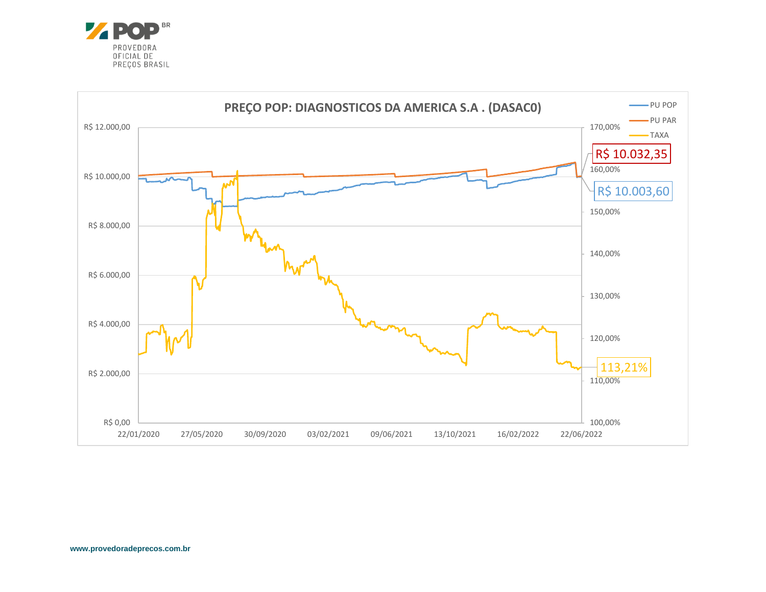PREÇO POP: DIAGNOSTICOS DA AMERICA S.A . (DASAC0)

- PU POP
- PU PAR
- TAXA

R$ 10.032,35

R$ 10.003,60

113,21%

www.provedoradeprecos.com.br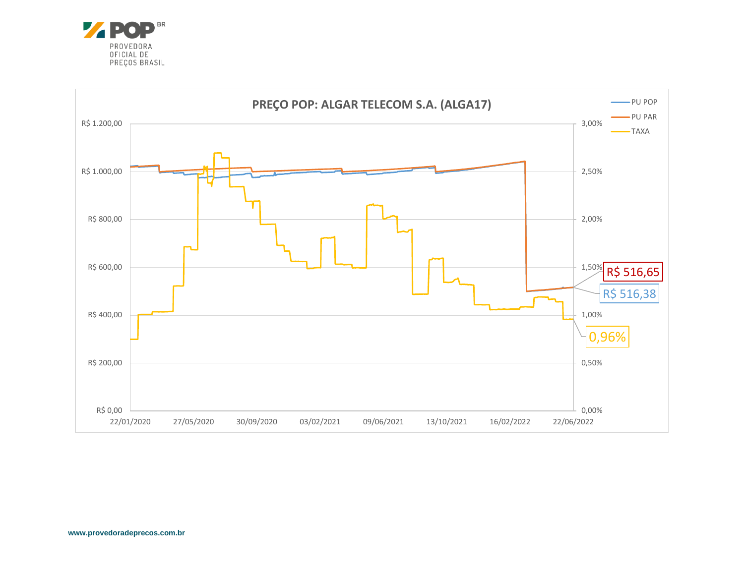**PREÇO POP: ALGAR TELECOM S.A. (ALGA17)**

- PU POP
- PU PAR
- TAXA

R$ 516,65

R$ 516,38

0,96%

www.provedoradeprecos.com.br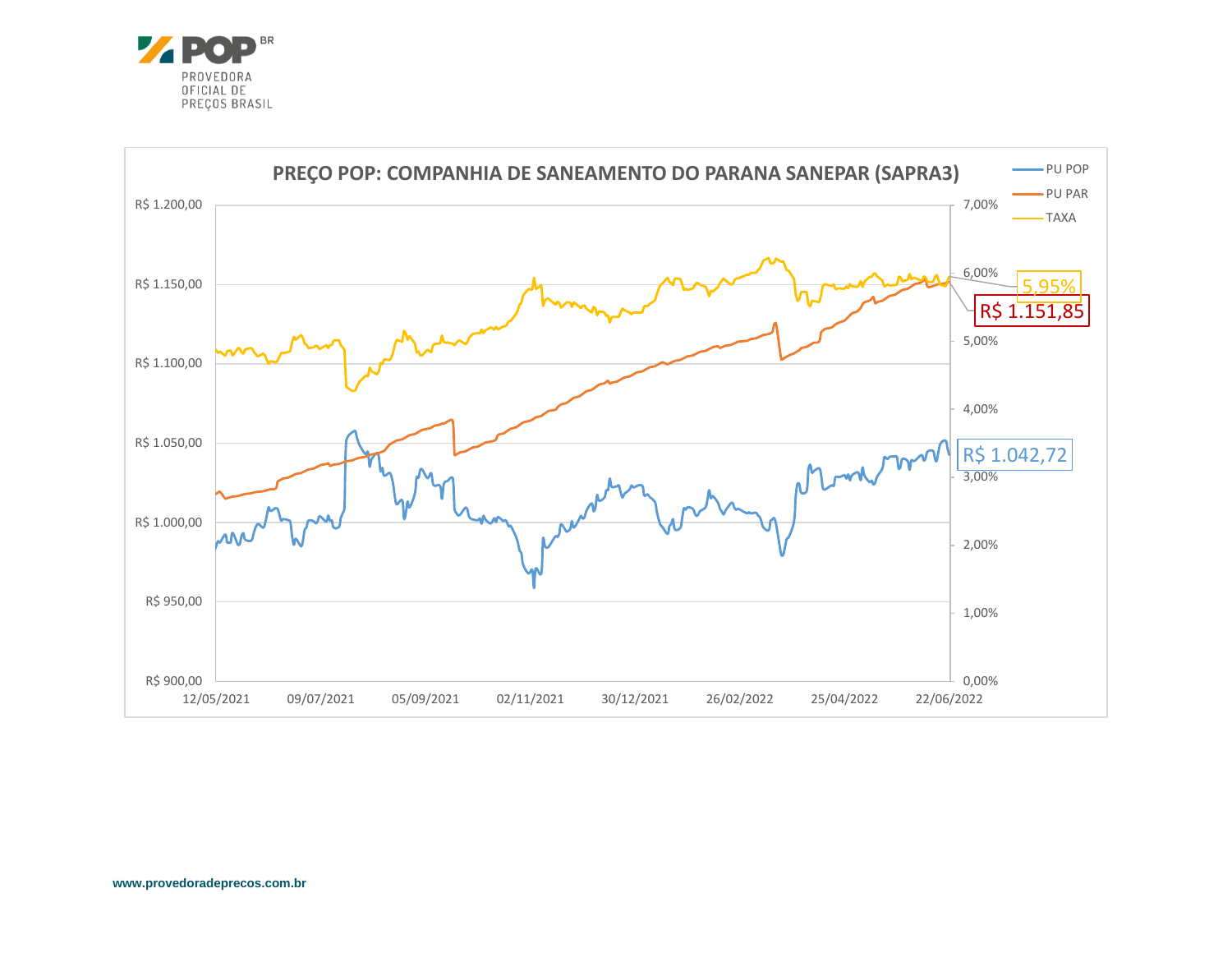PROVEDORA OFICIAL DE PREÇOS BRASIL

## PREÇO POP: COMPANHIA DE SANEAMENTO DO PARANA SANEPAR (SAPRA3)

- PU POP
- PU PAR
- TAXA

5,95%

R$ 1.151,85

R$ 1.042,72

www.provedoradeprecos.com.br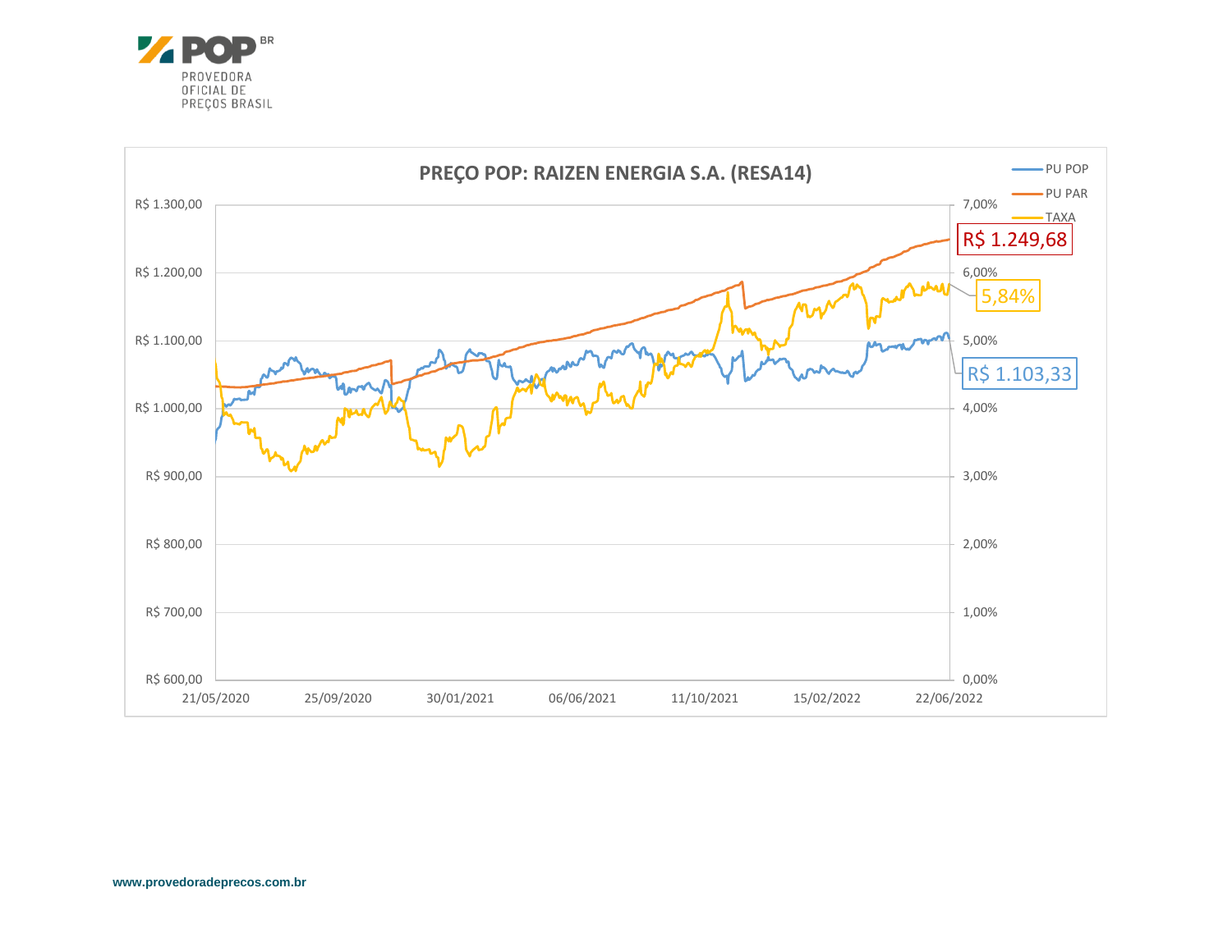PROVEDORA OFICIAL DE PREÇOS BRASIL

## PREÇO POP: RAIZEN ENERGIA S.A. (RESA14)

PU POP
PU PAR
TAXA

R$ 1.249,68

5,84%

R$ 1.103,33

R$ 1.300,00 | R$ 1.200,00 | R$ 1.100,00 | R$ 1.000,00 | R$ 900,00 | R$ 800,00 | R$ 700,00 | R$ 600,00

7,00% | 6,00% | 5,00% | 4,00% | 3,00% | 2,00% | 1,00% | 0,00%

21/05/2020 | 25/09/2020 | 30/01/2021 | 06/06/2021 | 11/10/2021 | 15/02/2022 | 22/06/2022

www.provedoradeprecos.com.br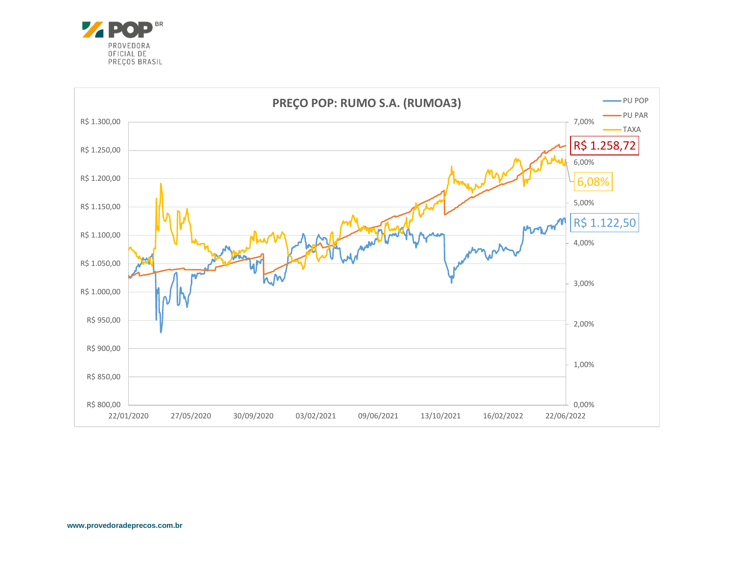**PREÇO POP: RUMO S.A. (RUMOA3)**

Legend: PU POP, PU PAR, TAXA

- PU PAR: R$ 1.258,72
- TAXA: 6,08%
- PU POP: R$ 1.122,50

Left axis: R$ 800,00 – R$ 1.300,00

Right axis: 0,00% – 7,00%

Dates: 22/01/2020, 27/05/2020, 30/09/2020, 03/02/2021, 09/06/2021, 13/10/2021, 16/02/2022, 22/06/2022

www.provedoradeprecos.com.br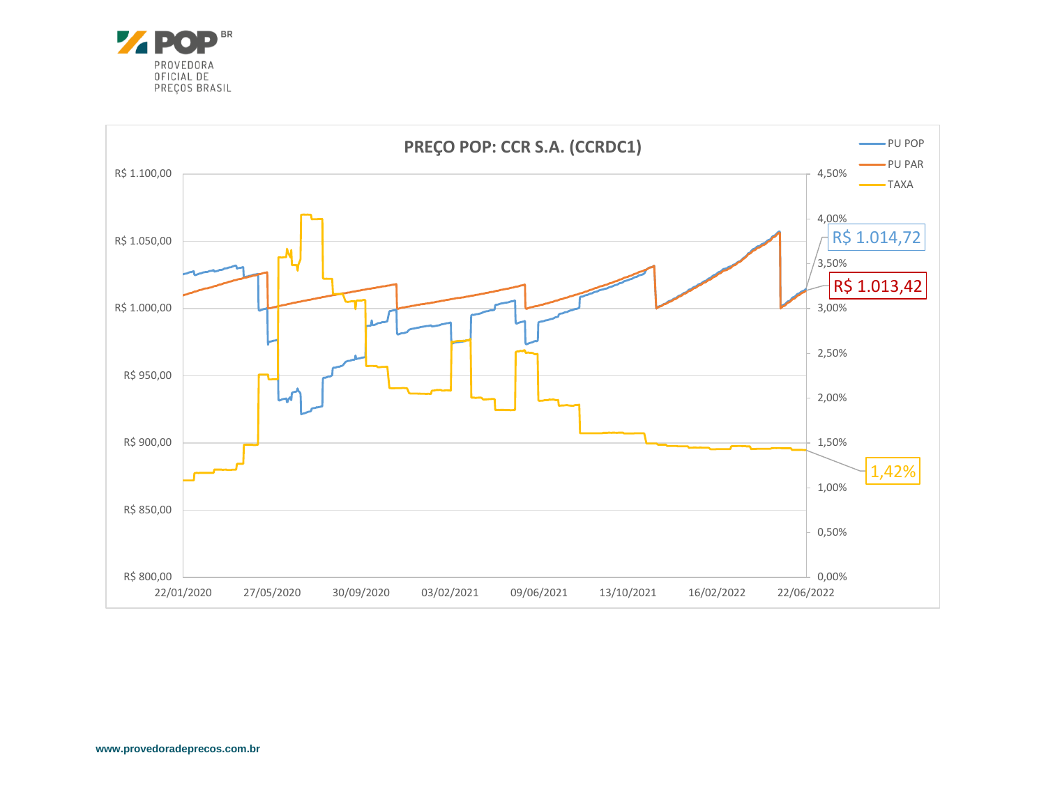PROVEDORA OFICIAL DE PREÇOS BRASIL

PREÇO POP: CCR S.A. (CCRDC1)

PU POP
PU PAR
TAXA

R$ 1.100,00
R$ 1.050,00
R$ 1.000,00
R$ 950,00
R$ 900,00
R$ 850,00
R$ 800,00

4,50%
4,00%
3,50%
3,00%
2,50%
2,00%
1,50%
1,00%
0,50%
0,00%

22/01/2020
27/05/2020
30/09/2020
03/02/2021
09/06/2021
13/10/2021
16/02/2022
22/06/2022

R$ 1.014,72
R$ 1.013,42
1,42%

www.provedoradeprecos.com.br